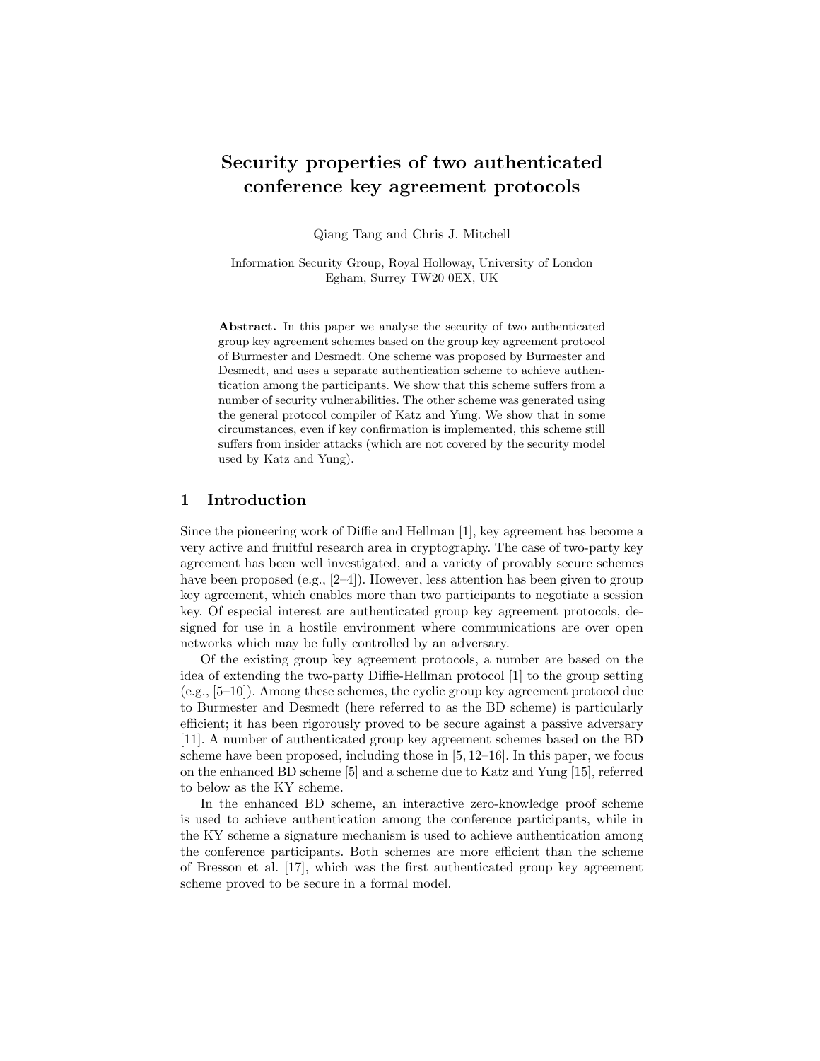# Security properties of two authenticated conference key agreement protocols

Qiang Tang and Chris J. Mitchell

Information Security Group, Royal Holloway, University of London
Egham, Surrey TW20 0EX, UK

**Abstract.** In this paper we analyse the security of two authenticated group key agreement schemes based on the group key agreement protocol of Burmester and Desmedt. One scheme was proposed by Burmester and Desmedt, and uses a separate authentication scheme to achieve authentication among the participants. We show that this scheme suffers from a number of security vulnerabilities. The other scheme was generated using the general protocol compiler of Katz and Yung. We show that in some circumstances, even if key confirmation is implemented, this scheme still suffers from insider attacks (which are not covered by the security model used by Katz and Yung).

## 1 Introduction

Since the pioneering work of Diffie and Hellman [1], key agreement has become a very active and fruitful research area in cryptography. The case of two-party key agreement has been well investigated, and a variety of provably secure schemes have been proposed (e.g., [2–4]). However, less attention has been given to group key agreement, which enables more than two participants to negotiate a session key. Of especial interest are authenticated group key agreement protocols, designed for use in a hostile environment where communications are over open networks which may be fully controlled by an adversary.

Of the existing group key agreement protocols, a number are based on the idea of extending the two-party Diffie-Hellman protocol [1] to the group setting (e.g., [5–10]). Among these schemes, the cyclic group key agreement protocol due to Burmester and Desmedt (here referred to as the BD scheme) is particularly efficient; it has been rigorously proved to be secure against a passive adversary [11]. A number of authenticated group key agreement schemes based on the BD scheme have been proposed, including those in [5, 12–16]. In this paper, we focus on the enhanced BD scheme [5] and a scheme due to Katz and Yung [15], referred to below as the KY scheme.

In the enhanced BD scheme, an interactive zero-knowledge proof scheme is used to achieve authentication among the conference participants, while in the KY scheme a signature mechanism is used to achieve authentication among the conference participants. Both schemes are more efficient than the scheme of Bresson et al. [17], which was the first authenticated group key agreement scheme proved to be secure in a formal model.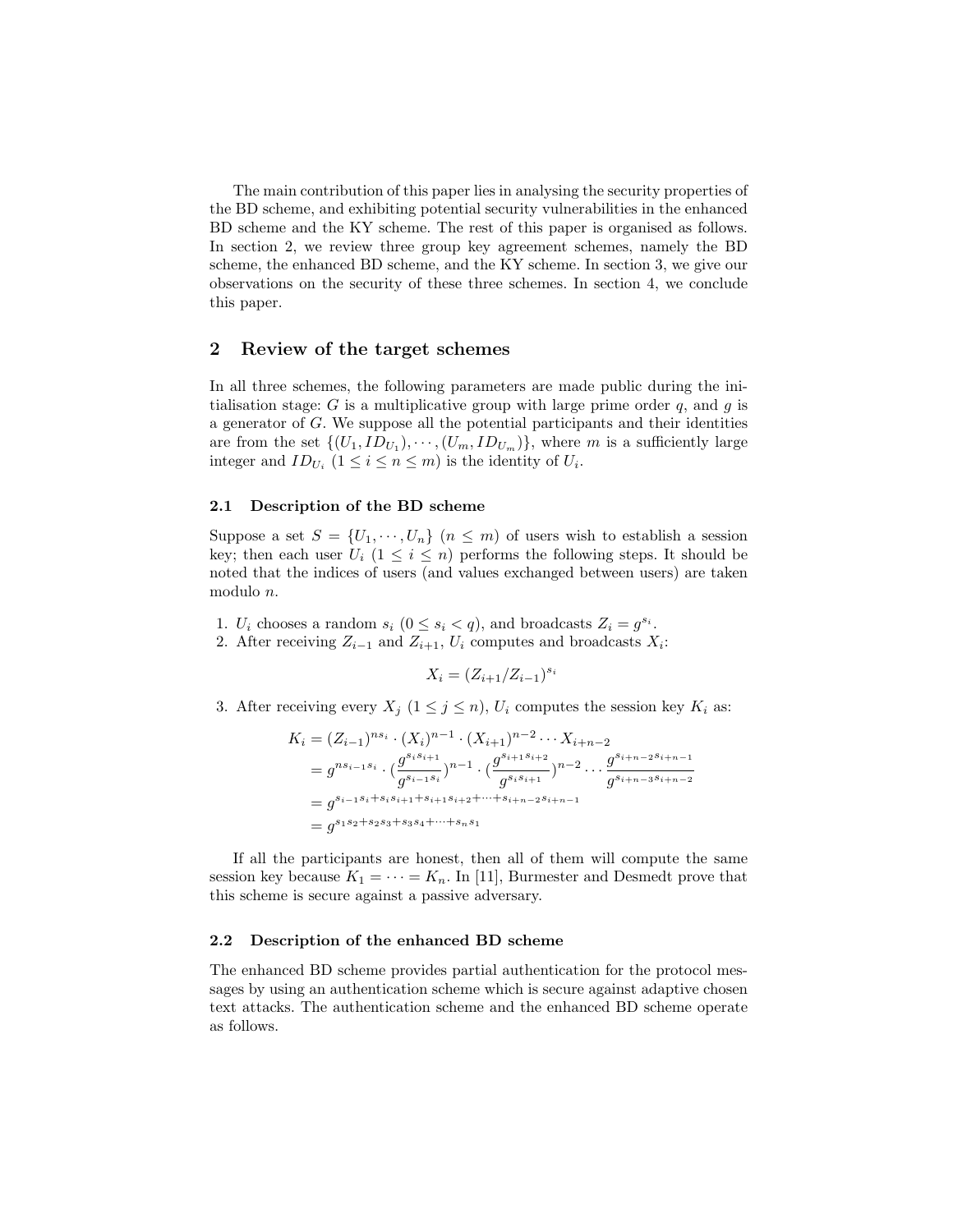The main contribution of this paper lies in analysing the security properties of the BD scheme, and exhibiting potential security vulnerabilities in the enhanced BD scheme and the KY scheme. The rest of this paper is organised as follows. In section 2, we review three group key agreement schemes, namely the BD scheme, the enhanced BD scheme, and the KY scheme. In section 3, we give our observations on the security of these three schemes. In section 4, we conclude this paper.

## 2 Review of the target schemes

In all three schemes, the following parameters are made public during the initialisation stage: $G$ is a multiplicative group with large prime order $q$, and $g$ is a generator of $G$. We suppose all the potential participants and their identities are from the set $\{(U_1, ID_{U_1}), \cdots, (U_m, ID_{U_m})\}$, where $m$ is a sufficiently large integer and $ID_{U_i}$ $(1 \leq i \leq n \leq m)$ is the identity of $U_i$.

### 2.1 Description of the BD scheme

Suppose a set $S = \{U_1, \cdots, U_n\}$ $(n \leq m)$ of users wish to establish a session key; then each user $U_i$ $(1 \leq i \leq n)$ performs the following steps. It should be noted that the indices of users (and values exchanged between users) are taken modulo $n$.

1. $U_i$ chooses a random $s_i$ $(0 \leq s_i < q)$, and broadcasts $Z_i = g^{s_i}$.
2. After receiving $Z_{i-1}$ and $Z_{i+1}$, $U_i$ computes and broadcasts $X_i$:

$$X_i = (Z_{i+1}/Z_{i-1})^{s_i}$$

3. After receiving every $X_j$ $(1 \leq j \leq n)$, $U_i$ computes the session key $K_i$ as:

$$\begin{aligned}
K_i &= (Z_{i-1})^{ns_i} \cdot (X_i)^{n-1} \cdot (X_{i+1})^{n-2} \cdots X_{i+n-2} \\
&= g^{ns_{i-1}s_i} \cdot \left(\frac{g^{s_i s_{i+1}}}{g^{s_{i-1}s_i}}\right)^{n-1} \cdot \left(\frac{g^{s_{i+1}s_{i+2}}}{g^{s_i s_{i+1}}}\right)^{n-2} \cdots \frac{g^{s_{i+n-2}s_{i+n-1}}}{g^{s_{i+n-3}s_{i+n-2}}} \\
&= g^{s_{i-1}s_i + s_i s_{i+1} + s_{i+1}s_{i+2} + \cdots + s_{i+n-2}s_{i+n-1}} \\
&= g^{s_1 s_2 + s_2 s_3 + s_3 s_4 + \cdots + s_n s_1}
\end{aligned}$$

If all the participants are honest, then all of them will compute the same session key because $K_1 = \cdots = K_n$. In [11], Burmester and Desmedt prove that this scheme is secure against a passive adversary.

### 2.2 Description of the enhanced BD scheme

The enhanced BD scheme provides partial authentication for the protocol messages by using an authentication scheme which is secure against adaptive chosen text attacks. The authentication scheme and the enhanced BD scheme operate as follows.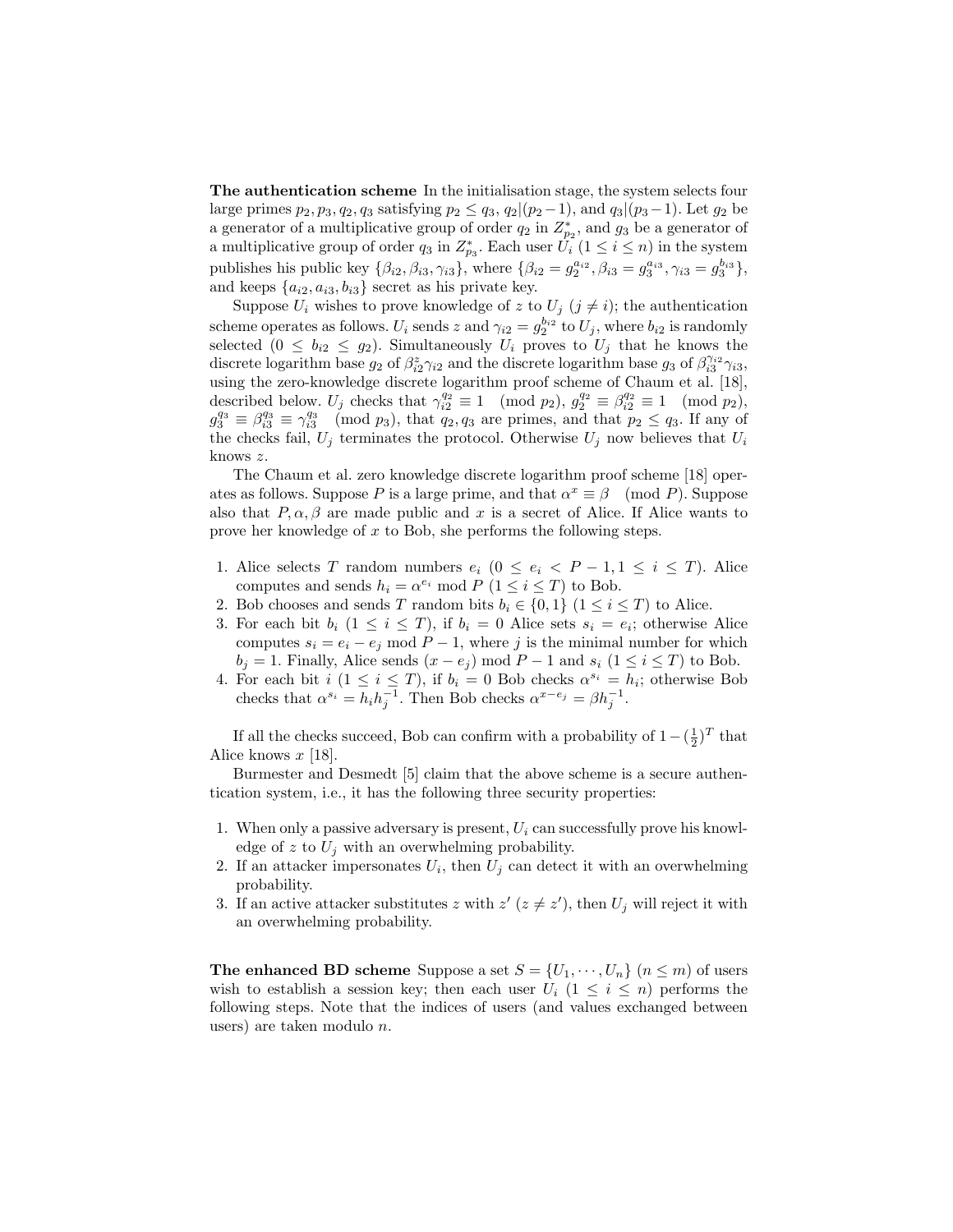**The authentication scheme** In the initialisation stage, the system selects four large primes $p_2, p_3, q_2, q_3$ satisfying $p_2 \leq q_3$, $q_2|(p_2-1)$, and $q_3|(p_3-1)$. Let $g_2$ be a generator of a multiplicative group of order $q_2$ in $Z^*_{p_2}$, and $g_3$ be a generator of a multiplicative group of order $q_3$ in $Z^*_{p_3}$. Each user $U_i$ $(1 \leq i \leq n)$ in the system publishes his public key $\{\beta_{i2}, \beta_{i3}, \gamma_{i3}\}$, where $\{\beta_{i2} = g_2^{a_{i2}}, \beta_{i3} = g_3^{a_{i3}}, \gamma_{i3} = g_3^{b_{i3}}\}$, and keeps $\{a_{i2}, a_{i3}, b_{i3}\}$ secret as his private key.

Suppose $U_i$ wishes to prove knowledge of $z$ to $U_j$ $(j \neq i)$; the authentication scheme operates as follows. $U_i$ sends $z$ and $\gamma_{i2} = g_2^{b_{i2}}$ to $U_j$, where $b_{i2}$ is randomly selected $(0 \leq b_{i2} \leq g_2)$. Simultaneously $U_i$ proves to $U_j$ that he knows the discrete logarithm base $g_2$ of $\beta_{i2}^z \gamma_{i2}$ and the discrete logarithm base $g_3$ of $\beta_{i3}^{\gamma_{i2}} \gamma_{i3}$, using the zero-knowledge discrete logarithm proof scheme of Chaum et al. [18], described below. $U_j$ checks that $\gamma_{i2}^{q_2} \equiv 1 \pmod{p_2}$, $g_2^{q_2} \equiv \beta_{i2}^{q_2} \equiv 1 \pmod{p_2}$, $g_3^{q_3} \equiv \beta_{i3}^{q_3} \equiv \gamma_{i3}^{q_3} \pmod{p_3}$, that $q_2, q_3$ are primes, and that $p_2 \leq q_3$. If any of the checks fail, $U_j$ terminates the protocol. Otherwise $U_j$ now believes that $U_i$ knows $z$.

The Chaum et al. zero knowledge discrete logarithm proof scheme [18] operates as follows. Suppose $P$ is a large prime, and that $\alpha^x \equiv \beta \pmod{P}$. Suppose also that $P, \alpha, \beta$ are made public and $x$ is a secret of Alice. If Alice wants to prove her knowledge of $x$ to Bob, she performs the following steps.

1. Alice selects $T$ random numbers $e_i$ $(0 \leq e_i < P-1, 1 \leq i \leq T)$. Alice computes and sends $h_i = \alpha^{e_i} \bmod P$ $(1 \leq i \leq T)$ to Bob.
2. Bob chooses and sends $T$ random bits $b_i \in \{0,1\}$ $(1 \leq i \leq T)$ to Alice.
3. For each bit $b_i$ $(1 \leq i \leq T)$, if $b_i = 0$ Alice sets $s_i = e_i$; otherwise Alice computes $s_i = e_i - e_j \bmod P-1$, where $j$ is the minimal number for which $b_j = 1$. Finally, Alice sends $(x - e_j) \bmod P-1$ and $s_i$ $(1 \leq i \leq T)$ to Bob.
4. For each bit $i$ $(1 \leq i \leq T)$, if $b_i = 0$ Bob checks $\alpha^{s_i} = h_i$; otherwise Bob checks that $\alpha^{s_i} = h_i h_j^{-1}$. Then Bob checks $\alpha^{x-e_j} = \beta h_j^{-1}$.

If all the checks succeed, Bob can confirm with a probability of $1 - (\frac{1}{2})^T$ that Alice knows $x$ [18].

Burmester and Desmedt [5] claim that the above scheme is a secure authentication system, i.e., it has the following three security properties:

1. When only a passive adversary is present, $U_i$ can successfully prove his knowledge of $z$ to $U_j$ with an overwhelming probability.
2. If an attacker impersonates $U_i$, then $U_j$ can detect it with an overwhelming probability.
3. If an active attacker substitutes $z$ with $z'$ $(z \neq z')$, then $U_j$ will reject it with an overwhelming probability.

**The enhanced BD scheme** Suppose a set $S = \{U_1, \cdots, U_n\}$ $(n \leq m)$ of users wish to establish a session key; then each user $U_i$ $(1 \leq i \leq n)$ performs the following steps. Note that the indices of users (and values exchanged between users) are taken modulo $n$.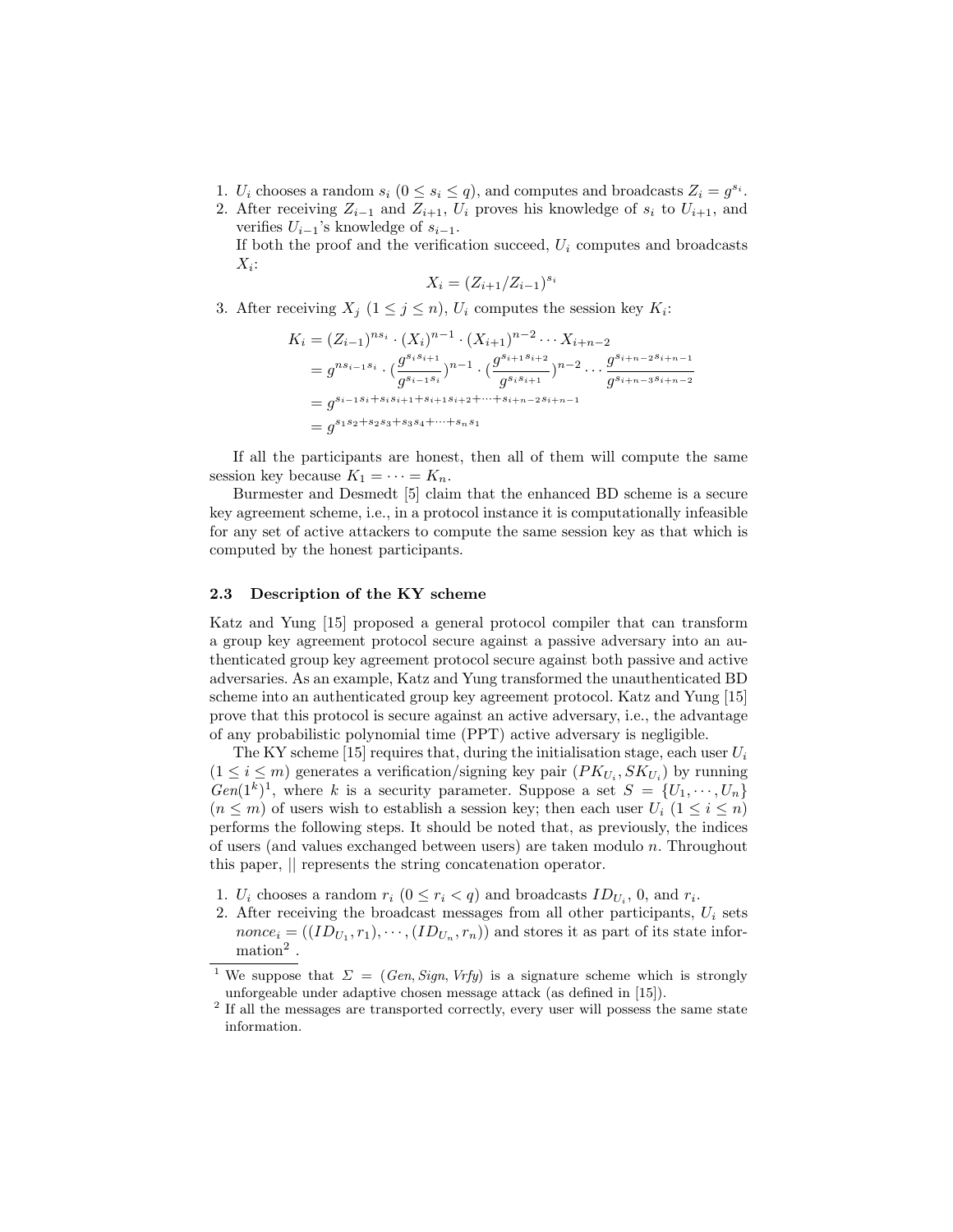1. $U_i$ chooses a random $s_i$ ($0 \leq s_i \leq q$), and computes and broadcasts $Z_i = g^{s_i}$.
2. After receiving $Z_{i-1}$ and $Z_{i+1}$, $U_i$ proves his knowledge of $s_i$ to $U_{i+1}$, and verifies $U_{i-1}$'s knowledge of $s_{i-1}$.
   If both the proof and the verification succeed, $U_i$ computes and broadcasts $X_i$:
   $$X_i = (Z_{i+1}/Z_{i-1})^{s_i}$$
3. After receiving $X_j$ ($1 \leq j \leq n$), $U_i$ computes the session key $K_i$:
   $$\begin{aligned} K_i &= (Z_{i-1})^{ns_i} \cdot (X_i)^{n-1} \cdot (X_{i+1})^{n-2} \cdots X_{i+n-2} \\ &= g^{ns_{i-1}s_i} \cdot (\frac{g^{s_i s_{i+1}}}{g^{s_{i-1}s_i}})^{n-1} \cdot (\frac{g^{s_{i+1}s_{i+2}}}{g^{s_i s_{i+1}}})^{n-2} \cdots \frac{g^{s_{i+n-2}s_{i+n-1}}}{g^{s_{i+n-3}s_{i+n-2}}} \\ &= g^{s_{i-1}s_i + s_i s_{i+1} + s_{i+1}s_{i+2} + \cdots + s_{i+n-2}s_{i+n-1}} \\ &= g^{s_1 s_2 + s_2 s_3 + s_3 s_4 + \cdots + s_n s_1} \end{aligned}$$

If all the participants are honest, then all of them will compute the same session key because $K_1 = \cdots = K_n$.

Burmester and Desmedt [5] claim that the enhanced BD scheme is a secure key agreement scheme, i.e., in a protocol instance it is computationally infeasible for any set of active attackers to compute the same session key as that which is computed by the honest participants.

### 2.3 Description of the KY scheme

Katz and Yung [15] proposed a general protocol compiler that can transform a group key agreement protocol secure against a passive adversary into an authenticated group key agreement protocol secure against both passive and active adversaries. As an example, Katz and Yung transformed the unauthenticated BD scheme into an authenticated group key agreement protocol. Katz and Yung [15] prove that this protocol is secure against an active adversary, i.e., the advantage of any probabilistic polynomial time (PPT) active adversary is negligible.

The KY scheme [15] requires that, during the initialisation stage, each user $U_i$ ($1 \leq i \leq m$) generates a verification/signing key pair $(PK_{U_i}, SK_{U_i})$ by running $Gen(1^k)$[1], where $k$ is a security parameter. Suppose a set $S = \{U_1, \cdots, U_n\}$ ($n \leq m$) of users wish to establish a session key; then each user $U_i$ ($1 \leq i \leq n$) performs the following steps. It should be noted that, as previously, the indices of users (and values exchanged between users) are taken modulo $n$. Throughout this paper, $||$ represents the string concatenation operator.

1. $U_i$ chooses a random $r_i$ ($0 \leq r_i < q$) and broadcasts $ID_{U_i}$, 0, and $r_i$.
2. After receiving the broadcast messages from all other participants, $U_i$ sets $nonce_i = ((ID_{U_1}, r_1), \cdots, (ID_{U_n}, r_n))$ and stores it as part of its state information[2].

---

[1] We suppose that $\Sigma = (Gen, Sign, Vrfy)$ is a signature scheme which is strongly unforgeable under adaptive chosen message attack (as defined in [15]).

[2] If all the messages are transported correctly, every user will possess the same state information.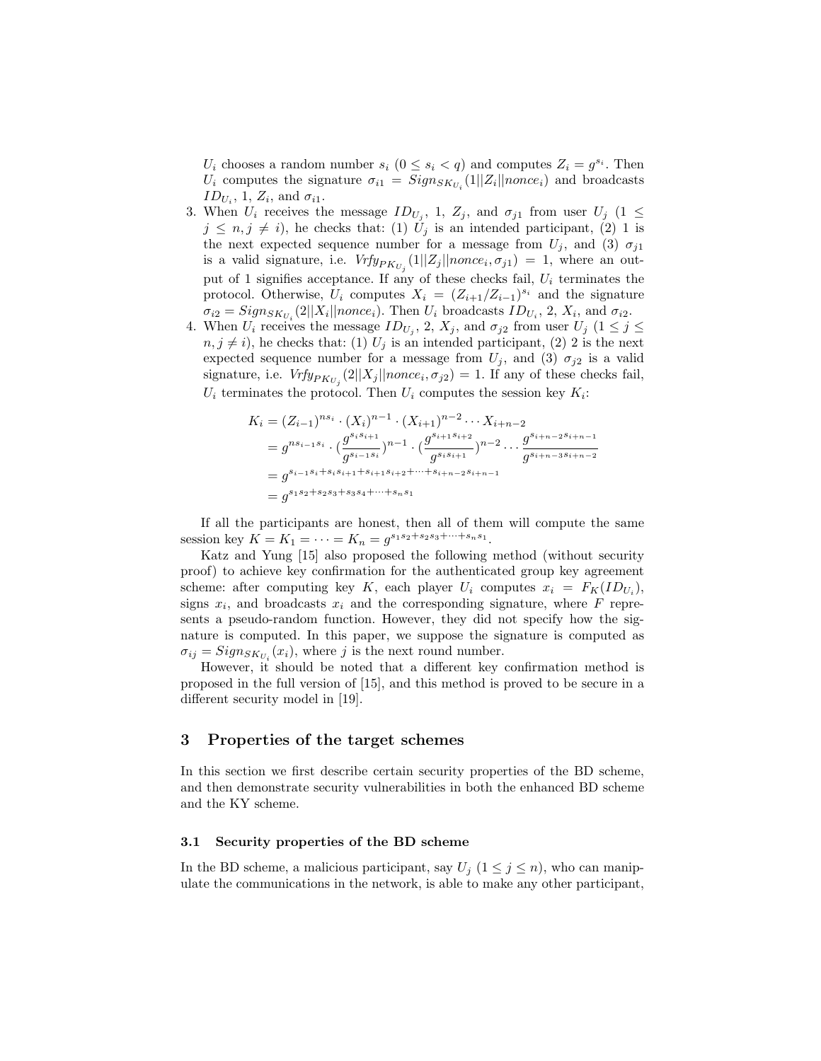$U_i$ chooses a random number $s_i$ ($0 \leq s_i < q$) and computes $Z_i = g^{s_i}$. Then $U_i$ computes the signature $\sigma_{i1} = Sign_{SK_{U_i}}(1||Z_i||nonce_i)$ and broadcasts $ID_{U_i}$, 1, $Z_i$, and $\sigma_{i1}$.

3. When $U_i$ receives the message $ID_{U_j}$, 1, $Z_j$, and $\sigma_{j1}$ from user $U_j$ ($1 \leq j \leq n, j \neq i$), he checks that: (1) $U_j$ is an intended participant, (2) 1 is the next expected sequence number for a message from $U_j$, and (3) $\sigma_{j1}$ is a valid signature, i.e. $Vrfy_{PK_{U_j}}(1||Z_j||nonce_i, \sigma_{j1}) = 1$, where an output of 1 signifies acceptance. If any of these checks fail, $U_i$ terminates the protocol. Otherwise, $U_i$ computes $X_i = (Z_{i+1}/Z_{i-1})^{s_i}$ and the signature $\sigma_{i2} = Sign_{SK_{U_i}}(2||X_i||nonce_i)$. Then $U_i$ broadcasts $ID_{U_i}$, 2, $X_i$, and $\sigma_{i2}$.
4. When $U_i$ receives the message $ID_{U_j}$, 2, $X_j$, and $\sigma_{j2}$ from user $U_j$ ($1 \leq j \leq n, j \neq i$), he checks that: (1) $U_j$ is an intended participant, (2) 2 is the next expected sequence number for a message from $U_j$, and (3) $\sigma_{j2}$ is a valid signature, i.e. $Vrfy_{PK_{U_j}}(2||X_j||nonce_i, \sigma_{j2}) = 1$. If any of these checks fail, $U_i$ terminates the protocol. Then $U_i$ computes the session key $K_i$:

$$
\begin{aligned}
K_i &= (Z_{i-1})^{ns_i} \cdot (X_i)^{n-1} \cdot (X_{i+1})^{n-2} \cdots X_{i+n-2} \\
&= g^{ns_{i-1}s_i} \cdot \left(\frac{g^{s_i s_{i+1}}}{g^{s_{i-1}s_i}}\right)^{n-1} \cdot \left(\frac{g^{s_{i+1}s_{i+2}}}{g^{s_i s_{i+1}}}\right)^{n-2} \cdots \frac{g^{s_{i+n-2}s_{i+n-1}}}{g^{s_{i+n-3}s_{i+n-2}}} \\
&= g^{s_{i-1}s_i + s_i s_{i+1} + s_{i+1}s_{i+2} + \cdots + s_{i+n-2}s_{i+n-1}} \\
&= g^{s_1 s_2 + s_2 s_3 + s_3 s_4 + \cdots + s_n s_1}
\end{aligned}
$$

If all the participants are honest, then all of them will compute the same session key $K = K_1 = \cdots = K_n = g^{s_1 s_2 + s_2 s_3 + \cdots + s_n s_1}$.

Katz and Yung [15] also proposed the following method (without security proof) to achieve key confirmation for the authenticated group key agreement scheme: after computing key $K$, each player $U_i$ computes $x_i = F_K(ID_{U_i})$, signs $x_i$, and broadcasts $x_i$ and the corresponding signature, where $F$ represents a pseudo-random function. However, they did not specify how the signature is computed. In this paper, we suppose the signature is computed as $\sigma_{ij} = Sign_{SK_{U_i}}(x_i)$, where $j$ is the next round number.

However, it should be noted that a different key confirmation method is proposed in the full version of [15], and this method is proved to be secure in a different security model in [19].

## 3 Properties of the target schemes

In this section we first describe certain security properties of the BD scheme, and then demonstrate security vulnerabilities in both the enhanced BD scheme and the KY scheme.

### 3.1 Security properties of the BD scheme

In the BD scheme, a malicious participant, say $U_j$ ($1 \leq j \leq n$), who can manipulate the communications in the network, is able to make any other participant,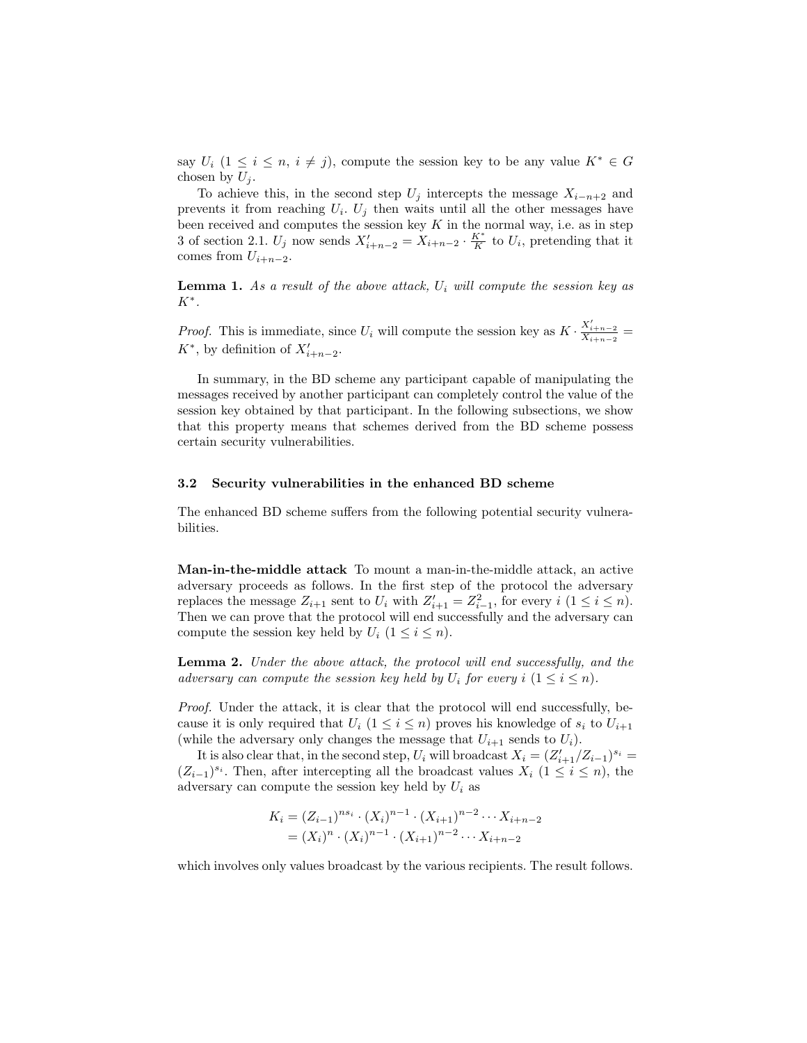say $U_i$ ($1 \leq i \leq n$, $i \neq j$), compute the session key to be any value $K^* \in G$ chosen by $U_j$.

To achieve this, in the second step $U_j$ intercepts the message $X_{i-n+2}$ and prevents it from reaching $U_i$. $U_j$ then waits until all the other messages have been received and computes the session key $K$ in the normal way, i.e. as in step 3 of section 2.1. $U_j$ now sends $X'_{i+n-2} = X_{i+n-2} \cdot \frac{K^*}{K}$ to $U_i$, pretending that it comes from $U_{i+n-2}$.

**Lemma 1.** *As a result of the above attack, $U_i$ will compute the session key as $K^*$.*

*Proof.* This is immediate, since $U_i$ will compute the session key as $K \cdot \frac{X'_{i+n-2}}{X_{i+n-2}} = K^*$, by definition of $X'_{i+n-2}$.

In summary, in the BD scheme any participant capable of manipulating the messages received by another participant can completely control the value of the session key obtained by that participant. In the following subsections, we show that this property means that schemes derived from the BD scheme possess certain security vulnerabilities.

### 3.2 Security vulnerabilities in the enhanced BD scheme

The enhanced BD scheme suffers from the following potential security vulnerabilities.

**Man-in-the-middle attack** To mount a man-in-the-middle attack, an active adversary proceeds as follows. In the first step of the protocol the adversary replaces the message $Z_{i+1}$ sent to $U_i$ with $Z'_{i+1} = Z^2_{i-1}$, for every $i$ ($1 \leq i \leq n$). Then we can prove that the protocol will end successfully and the adversary can compute the session key held by $U_i$ ($1 \leq i \leq n$).

**Lemma 2.** *Under the above attack, the protocol will end successfully, and the adversary can compute the session key held by $U_i$ for every $i$ ($1 \leq i \leq n$).*

*Proof.* Under the attack, it is clear that the protocol will end successfully, because it is only required that $U_i$ ($1 \leq i \leq n$) proves his knowledge of $s_i$ to $U_{i+1}$ (while the adversary only changes the message that $U_{i+1}$ sends to $U_i$).

It is also clear that, in the second step, $U_i$ will broadcast $X_i = (Z'_{i+1}/Z_{i-1})^{s_i} = (Z_{i-1})^{s_i}$. Then, after intercepting all the broadcast values $X_i$ ($1 \leq i \leq n$), the adversary can compute the session key held by $U_i$ as

$$
\begin{aligned}
K_i &= (Z_{i-1})^{ns_i} \cdot (X_i)^{n-1} \cdot (X_{i+1})^{n-2} \cdots X_{i+n-2} \\
&= (X_i)^n \cdot (X_i)^{n-1} \cdot (X_{i+1})^{n-2} \cdots X_{i+n-2}
\end{aligned}
$$

which involves only values broadcast by the various recipients. The result follows.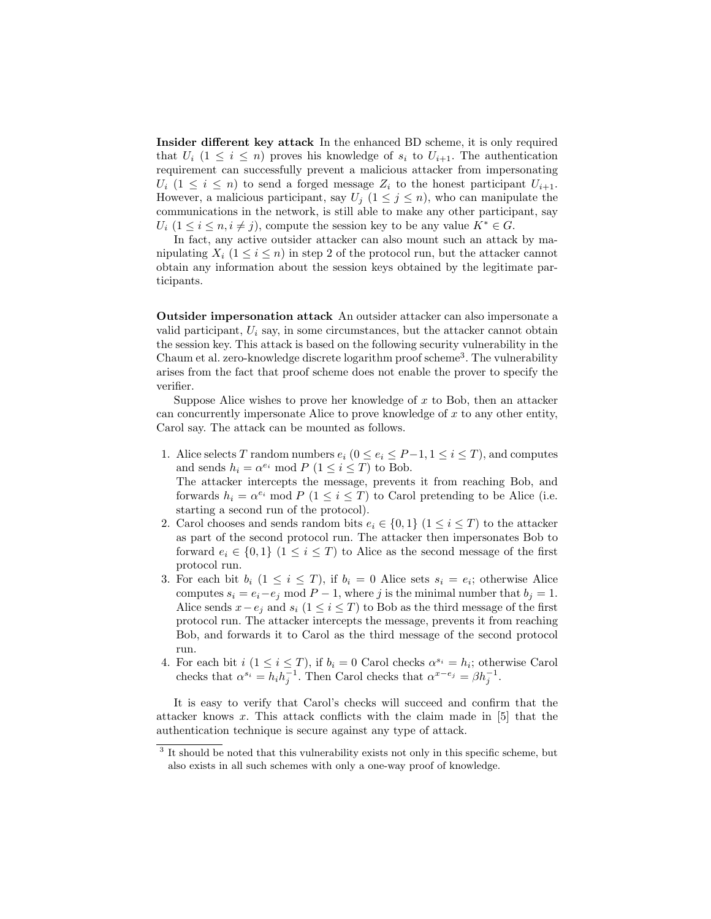**Insider different key attack** In the enhanced BD scheme, it is only required that $U_i$ ($1 \le i \le n$) proves his knowledge of $s_i$ to $U_{i+1}$. The authentication requirement can successfully prevent a malicious attacker from impersonating $U_i$ ($1 \le i \le n$) to send a forged message $Z_i$ to the honest participant $U_{i+1}$. However, a malicious participant, say $U_j$ ($1 \le j \le n$), who can manipulate the communications in the network, is still able to make any other participant, say $U_i$ ($1 \le i \le n, i \ne j$), compute the session key to be any value $K^* \in G$.

In fact, any active outsider attacker can also mount such an attack by manipulating $X_i$ ($1 \le i \le n$) in step 2 of the protocol run, but the attacker cannot obtain any information about the session keys obtained by the legitimate participants.

**Outsider impersonation attack** An outsider attacker can also impersonate a valid participant, $U_i$ say, in some circumstances, but the attacker cannot obtain the session key. This attack is based on the following security vulnerability in the Chaum et al. zero-knowledge discrete logarithm proof scheme[3]. The vulnerability arises from the fact that proof scheme does not enable the prover to specify the verifier.

Suppose Alice wishes to prove her knowledge of $x$ to Bob, then an attacker can concurrently impersonate Alice to prove knowledge of $x$ to any other entity, Carol say. The attack can be mounted as follows.

1. Alice selects $T$ random numbers $e_i$ ($0 \le e_i \le P-1, 1 \le i \le T$), and computes and sends $h_i = \alpha^{e_i} \bmod P$ ($1 \le i \le T$) to Bob.
   The attacker intercepts the message, prevents it from reaching Bob, and forwards $h_i = \alpha^{e_i} \bmod P$ ($1 \le i \le T$) to Carol pretending to be Alice (i.e. starting a second run of the protocol).
2. Carol chooses and sends random bits $e_i \in \{0, 1\}$ ($1 \le i \le T$) to the attacker as part of the second protocol run. The attacker then impersonates Bob to forward $e_i \in \{0, 1\}$ ($1 \le i \le T$) to Alice as the second message of the first protocol run.
3. For each bit $b_i$ ($1 \le i \le T$), if $b_i = 0$ Alice sets $s_i = e_i$; otherwise Alice computes $s_i = e_i - e_j \bmod P-1$, where $j$ is the minimal number that $b_j = 1$. Alice sends $x - e_j$ and $s_i$ ($1 \le i \le T$) to Bob as the third message of the first protocol run. The attacker intercepts the message, prevents it from reaching Bob, and forwards it to Carol as the third message of the second protocol run.
4. For each bit $i$ ($1 \le i \le T$), if $b_i = 0$ Carol checks $\alpha^{s_i} = h_i$; otherwise Carol checks that $\alpha^{s_i} = h_i h_j^{-1}$. Then Carol checks that $\alpha^{x-e_j} = \beta h_j^{-1}$.

It is easy to verify that Carol's checks will succeed and confirm that the attacker knows $x$. This attack conflicts with the claim made in [5] that the authentication technique is secure against any type of attack.

[3] It should be noted that this vulnerability exists not only in this specific scheme, but also exists in all such schemes with only a one-way proof of knowledge.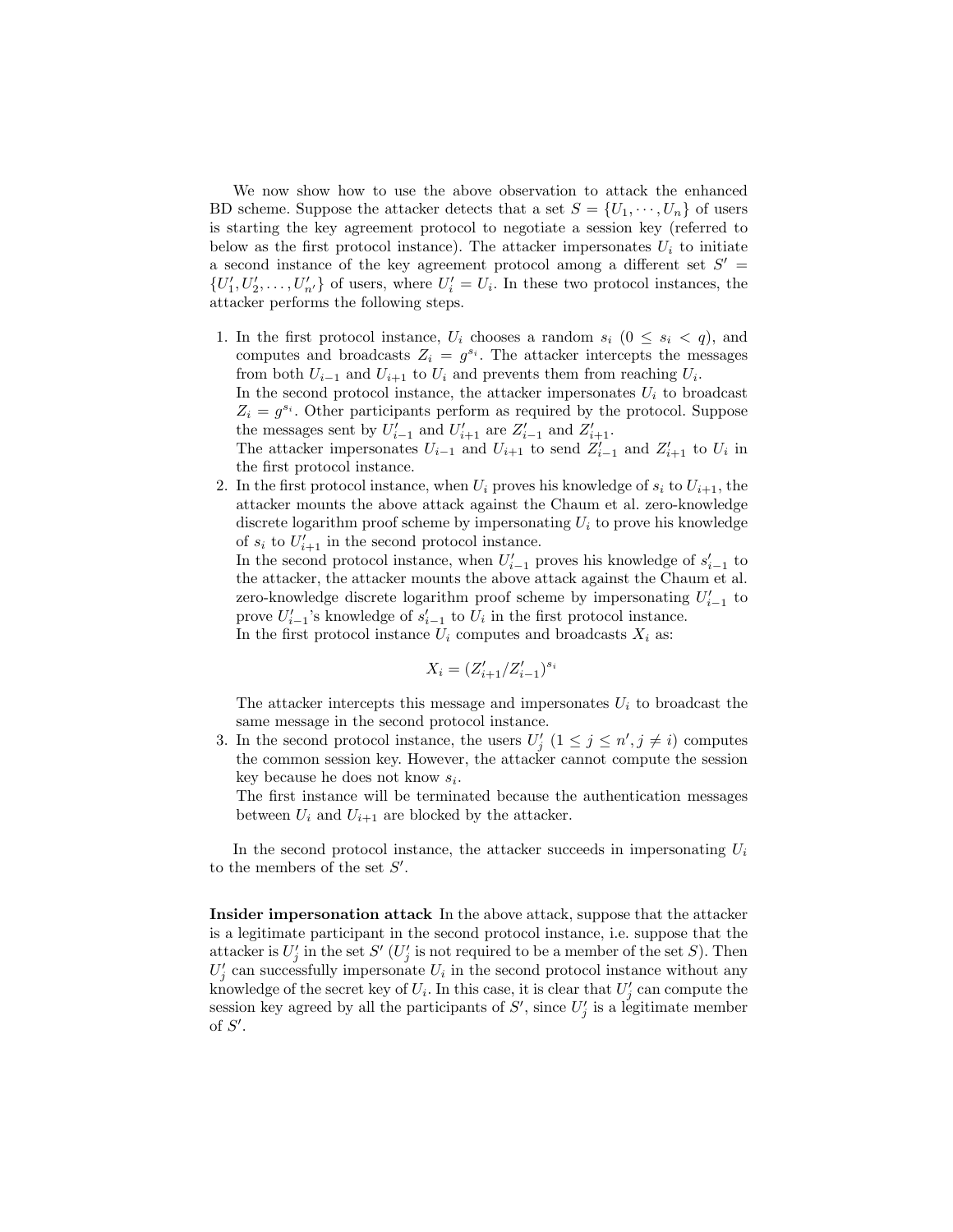We now show how to use the above observation to attack the enhanced BD scheme. Suppose the attacker detects that a set $S = \{U_1, \cdots, U_n\}$ of users is starting the key agreement protocol to negotiate a session key (referred to below as the first protocol instance). The attacker impersonates $U_i$ to initiate a second instance of the key agreement protocol among a different set $S' = \{U'_1, U'_2, \ldots, U'_{n'}\}$ of users, where $U'_i = U_i$. In these two protocol instances, the attacker performs the following steps.

1. In the first protocol instance, $U_i$ chooses a random $s_i$ ($0 \leq s_i < q$), and computes and broadcasts $Z_i = g^{s_i}$. The attacker intercepts the messages from both $U_{i-1}$ and $U_{i+1}$ to $U_i$ and prevents them from reaching $U_i$.
   In the second protocol instance, the attacker impersonates $U_i$ to broadcast $Z_i = g^{s_i}$. Other participants perform as required by the protocol. Suppose the messages sent by $U'_{i-1}$ and $U'_{i+1}$ are $Z'_{i-1}$ and $Z'_{i+1}$.
   The attacker impersonates $U_{i-1}$ and $U_{i+1}$ to send $Z'_{i-1}$ and $Z'_{i+1}$ to $U_i$ in the first protocol instance.
2. In the first protocol instance, when $U_i$ proves his knowledge of $s_i$ to $U_{i+1}$, the attacker mounts the above attack against the Chaum et al. zero-knowledge discrete logarithm proof scheme by impersonating $U_i$ to prove his knowledge of $s_i$ to $U'_{i+1}$ in the second protocol instance.
   In the second protocol instance, when $U'_{i-1}$ proves his knowledge of $s'_{i-1}$ to the attacker, the attacker mounts the above attack against the Chaum et al. zero-knowledge discrete logarithm proof scheme by impersonating $U'_{i-1}$ to prove $U'_{i-1}$'s knowledge of $s'_{i-1}$ to $U_i$ in the first protocol instance.
   In the first protocol instance $U_i$ computes and broadcasts $X_i$ as:
   $$X_i = (Z'_{i+1}/Z'_{i-1})^{s_i}$$
   The attacker intercepts this message and impersonates $U_i$ to broadcast the same message in the second protocol instance.
3. In the second protocol instance, the users $U'_j$ ($1 \leq j \leq n', j \neq i$) computes the common session key. However, the attacker cannot compute the session key because he does not know $s_i$.
   The first instance will be terminated because the authentication messages between $U_i$ and $U_{i+1}$ are blocked by the attacker.

In the second protocol instance, the attacker succeeds in impersonating $U_i$ to the members of the set $S'$.

**Insider impersonation attack** In the above attack, suppose that the attacker is a legitimate participant in the second protocol instance, i.e. suppose that the attacker is $U'_j$ in the set $S'$ ($U'_j$ is not required to be a member of the set $S$). Then $U'_j$ can successfully impersonate $U_i$ in the second protocol instance without any knowledge of the secret key of $U_i$. In this case, it is clear that $U'_j$ can compute the session key agreed by all the participants of $S'$, since $U'_j$ is a legitimate member of $S'$.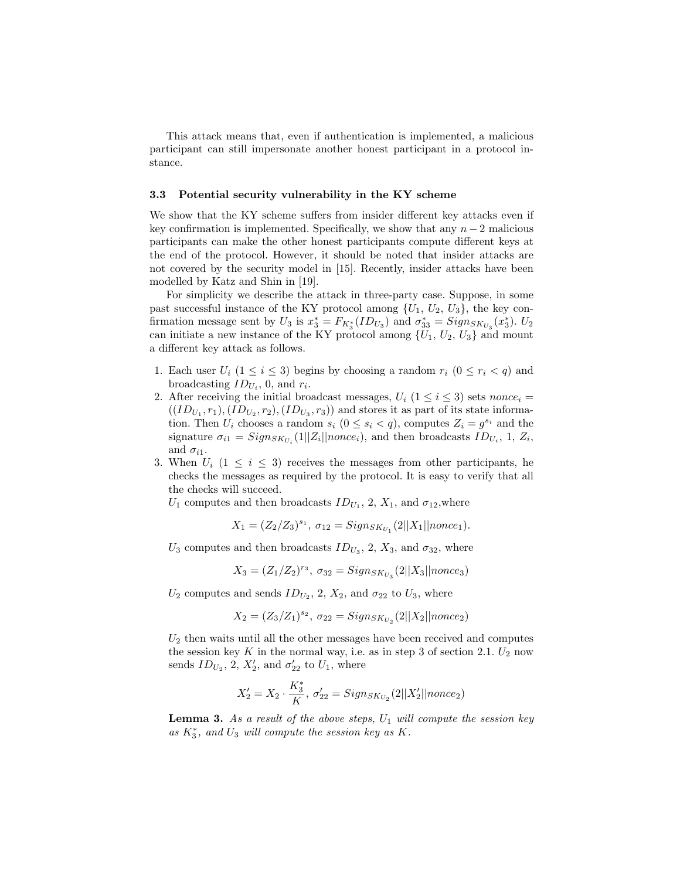This attack means that, even if authentication is implemented, a malicious participant can still impersonate another honest participant in a protocol instance.

### 3.3 Potential security vulnerability in the KY scheme

We show that the KY scheme suffers from insider different key attacks even if key confirmation is implemented. Specifically, we show that any $n-2$ malicious participants can make the other honest participants compute different keys at the end of the protocol. However, it should be noted that insider attacks are not covered by the security model in [15]. Recently, insider attacks have been modelled by Katz and Shin in [19].

For simplicity we describe the attack in three-party case. Suppose, in some past successful instance of the KY protocol among $\{U_1, U_2, U_3\}$, the key confirmation message sent by $U_3$ is $x_3^* = F_{K_3^*}(ID_{U_3})$ and $\sigma_{33}^* = Sign_{SK_{U_3}}(x_3^*)$. $U_2$ can initiate a new instance of the KY protocol among $\{U_1, U_2, U_3\}$ and mount a different key attack as follows.

1. Each user $U_i$ ($1 \le i \le 3$) begins by choosing a random $r_i$ ($0 \le r_i < q$) and broadcasting $ID_{U_i}$, 0, and $r_i$.
2. After receiving the initial broadcast messages, $U_i$ ($1 \le i \le 3$) sets $nonce_i = ((ID_{U_1}, r_1), (ID_{U_2}, r_2), (ID_{U_3}, r_3))$ and stores it as part of its state information. Then $U_i$ chooses a random $s_i$ ($0 \le s_i < q$), computes $Z_i = g^{s_i}$ and the signature $\sigma_{i1} = Sign_{SK_{U_i}}(1||Z_i||nonce_i)$, and then broadcasts $ID_{U_i}$, 1, $Z_i$, and $\sigma_{i1}$.
3. When $U_i$ ($1 \le i \le 3$) receives the messages from other participants, he checks the messages as required by the protocol. It is easy to verify that all the checks will succeed.

   $U_1$ computes and then broadcasts $ID_{U_1}$, 2, $X_1$, and $\sigma_{12}$,where

   $$X_1 = (Z_2/Z_3)^{s_1},\ \sigma_{12} = Sign_{SK_{U_1}}(2||X_1||nonce_1).$$

   $U_3$ computes and then broadcasts $ID_{U_3}$, 2, $X_3$, and $\sigma_{32}$, where

   $$X_3 = (Z_1/Z_2)^{r_3},\ \sigma_{32} = Sign_{SK_{U_3}}(2||X_3||nonce_3)$$

   $U_2$ computes and sends $ID_{U_2}$, 2, $X_2$, and $\sigma_{22}$ to $U_3$, where

   $$X_2 = (Z_3/Z_1)^{s_2},\ \sigma_{22} = Sign_{SK_{U_2}}(2||X_2||nonce_2)$$

   $U_2$ then waits until all the other messages have been received and computes the session key $K$ in the normal way, i.e. as in step 3 of section 2.1. $U_2$ now sends $ID_{U_2}$, 2, $X_2'$, and $\sigma_{22}'$ to $U_1$, where

   $$X_2' = X_2 \cdot \frac{K_3^*}{K},\ \sigma_{22}' = Sign_{SK_{U_2}}(2||X_2'||nonce_2)$$

   **Lemma 3.** *As a result of the above steps, $U_1$ will compute the session key as $K_3^*$, and $U_3$ will compute the session key as $K$.*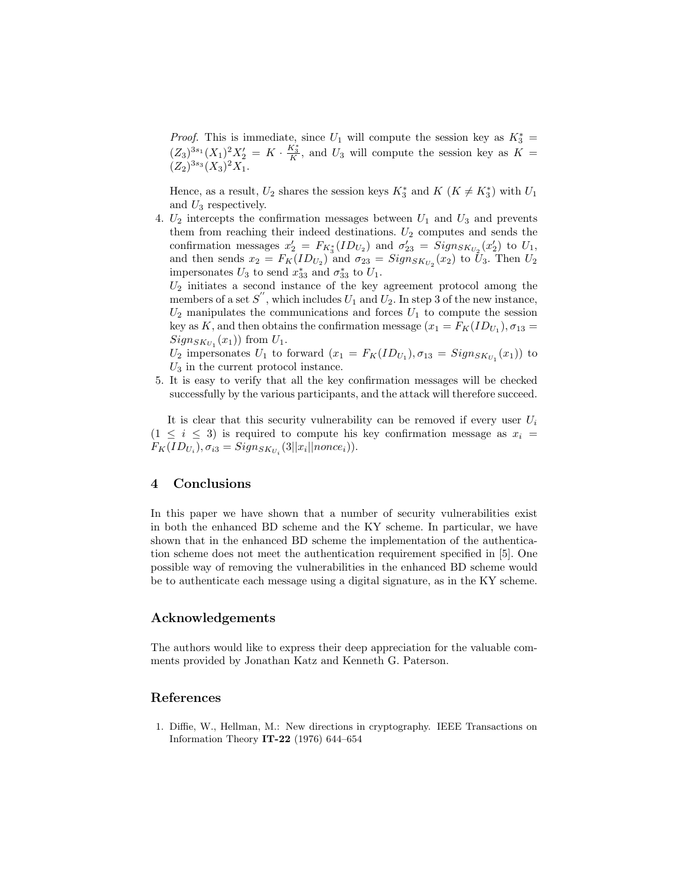*Proof.* This is immediate, since $U_1$ will compute the session key as $K_3^* = (Z_3)^{3s_1}(X_1)^2 X_2' = K \cdot \frac{K_3^*}{K}$, and $U_3$ will compute the session key as $K = (Z_2)^{3s_3}(X_3)^2 X_1$.

Hence, as a result, $U_2$ shares the session keys $K_3^*$ and $K$ ($K \neq K_3^*$) with $U_1$ and $U_3$ respectively.

4. $U_2$ intercepts the confirmation messages between $U_1$ and $U_3$ and prevents them from reaching their indeed destinations. $U_2$ computes and sends the confirmation messages $x_2' = F_{K_3^*}(ID_{U_2})$ and $\sigma_{23}' = Sign_{SK_{U_2}}(x_2')$ to $U_1$, and then sends $x_2 = F_K(ID_{U_2})$ and $\sigma_{23} = Sign_{SK_{U_2}}(x_2)$ to $U_3$. Then $U_2$ impersonates $U_3$ to send $x_{33}^*$ and $\sigma_{33}^*$ to $U_1$.
   $U_2$ initiates a second instance of the key agreement protocol among the members of a set $S^{''}$, which includes $U_1$ and $U_2$. In step 3 of the new instance, $U_2$ manipulates the communications and forces $U_1$ to compute the session key as $K$, and then obtains the confirmation message ($x_1 = F_K(ID_{U_1}), \sigma_{13} = Sign_{SK_{U_1}}(x_1)$) from $U_1$.
   $U_2$ impersonates $U_1$ to forward ($x_1 = F_K(ID_{U_1}), \sigma_{13} = Sign_{SK_{U_1}}(x_1)$) to $U_3$ in the current protocol instance.
5. It is easy to verify that all the key confirmation messages will be checked successfully by the various participants, and the attack will therefore succeed.

It is clear that this security vulnerability can be removed if every user $U_i$ ($1 \leq i \leq 3$) is required to compute his key confirmation message as $x_i = F_K(ID_{U_i}), \sigma_{i3} = Sign_{SK_{U_i}}(3||x_i||nonce_i)$).

## 4 Conclusions

In this paper we have shown that a number of security vulnerabilities exist in both the enhanced BD scheme and the KY scheme. In particular, we have shown that in the enhanced BD scheme the implementation of the authentication scheme does not meet the authentication requirement specified in [5]. One possible way of removing the vulnerabilities in the enhanced BD scheme would be to authenticate each message using a digital signature, as in the KY scheme.

## Acknowledgements

The authors would like to express their deep appreciation for the valuable comments provided by Jonathan Katz and Kenneth G. Paterson.

## References

1. Diffie, W., Hellman, M.: New directions in cryptography. IEEE Transactions on Information Theory **IT-22** (1976) 644–654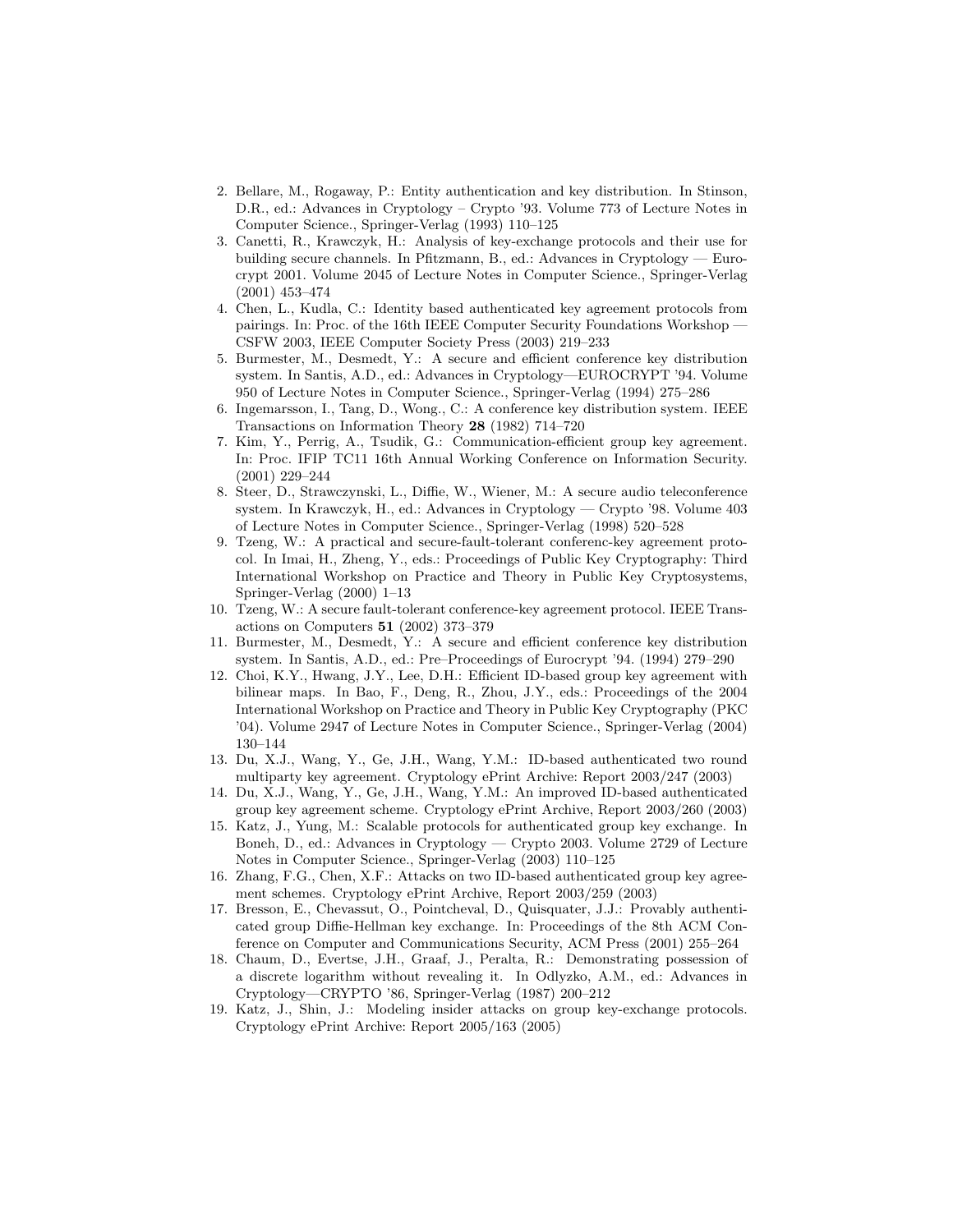2. Bellare, M., Rogaway, P.: Entity authentication and key distribution. In Stinson, D.R., ed.: Advances in Cryptology – Crypto '93. Volume 773 of Lecture Notes in Computer Science., Springer-Verlag (1993) 110–125
3. Canetti, R., Krawczyk, H.: Analysis of key-exchange protocols and their use for building secure channels. In Pfitzmann, B., ed.: Advances in Cryptology — Eurocrypt 2001. Volume 2045 of Lecture Notes in Computer Science., Springer-Verlag (2001) 453–474
4. Chen, L., Kudla, C.: Identity based authenticated key agreement protocols from pairings. In: Proc. of the 16th IEEE Computer Security Foundations Workshop — CSFW 2003, IEEE Computer Society Press (2003) 219–233
5. Burmester, M., Desmedt, Y.: A secure and efficient conference key distribution system. In Santis, A.D., ed.: Advances in Cryptology—EUROCRYPT '94. Volume 950 of Lecture Notes in Computer Science., Springer-Verlag (1994) 275–286
6. Ingemarsson, I., Tang, D., Wong., C.: A conference key distribution system. IEEE Transactions on Information Theory **28** (1982) 714–720
7. Kim, Y., Perrig, A., Tsudik, G.: Communication-efficient group key agreement. In: Proc. IFIP TC11 16th Annual Working Conference on Information Security. (2001) 229–244
8. Steer, D., Strawczynski, L., Diffie, W., Wiener, M.: A secure audio teleconference system. In Krawczyk, H., ed.: Advances in Cryptology — Crypto '98. Volume 403 of Lecture Notes in Computer Science., Springer-Verlag (1998) 520–528
9. Tzeng, W.: A practical and secure-fault-tolerant conferenc-key agreement protocol. In Imai, H., Zheng, Y., eds.: Proceedings of Public Key Cryptography: Third International Workshop on Practice and Theory in Public Key Cryptosystems, Springer-Verlag (2000) 1–13
10. Tzeng, W.: A secure fault-tolerant conference-key agreement protocol. IEEE Transactions on Computers **51** (2002) 373–379
11. Burmester, M., Desmedt, Y.: A secure and efficient conference key distribution system. In Santis, A.D., ed.: Pre–Proceedings of Eurocrypt '94. (1994) 279–290
12. Choi, K.Y., Hwang, J.Y., Lee, D.H.: Efficient ID-based group key agreement with bilinear maps. In Bao, F., Deng, R., Zhou, J.Y., eds.: Proceedings of the 2004 International Workshop on Practice and Theory in Public Key Cryptography (PKC '04). Volume 2947 of Lecture Notes in Computer Science., Springer-Verlag (2004) 130–144
13. Du, X.J., Wang, Y., Ge, J.H., Wang, Y.M.: ID-based authenticated two round multiparty key agreement. Cryptology ePrint Archive: Report 2003/247 (2003)
14. Du, X.J., Wang, Y., Ge, J.H., Wang, Y.M.: An improved ID-based authenticated group key agreement scheme. Cryptology ePrint Archive, Report 2003/260 (2003)
15. Katz, J., Yung, M.: Scalable protocols for authenticated group key exchange. In Boneh, D., ed.: Advances in Cryptology — Crypto 2003. Volume 2729 of Lecture Notes in Computer Science., Springer-Verlag (2003) 110–125
16. Zhang, F.G., Chen, X.F.: Attacks on two ID-based authenticated group key agreement schemes. Cryptology ePrint Archive, Report 2003/259 (2003)
17. Bresson, E., Chevassut, O., Pointcheval, D., Quisquater, J.J.: Provably authenticated group Diffie-Hellman key exchange. In: Proceedings of the 8th ACM Conference on Computer and Communications Security, ACM Press (2001) 255–264
18. Chaum, D., Evertse, J.H., Graaf, J., Peralta, R.: Demonstrating possession of a discrete logarithm without revealing it. In Odlyzko, A.M., ed.: Advances in Cryptology—CRYPTO '86, Springer-Verlag (1987) 200–212
19. Katz, J., Shin, J.: Modeling insider attacks on group key-exchange protocols. Cryptology ePrint Archive: Report 2005/163 (2005)